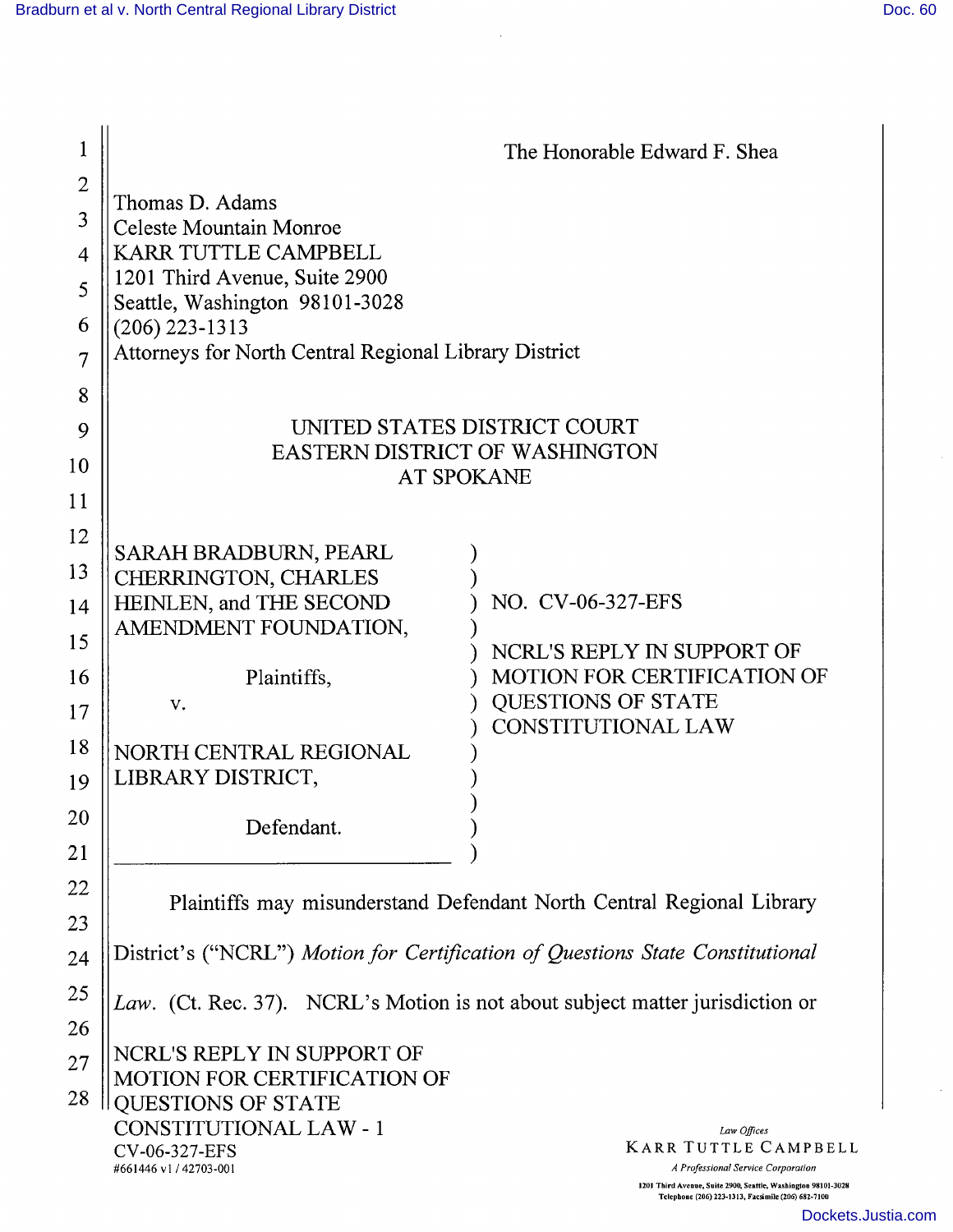The Honorable Edward F. Shea

Thomas D. Adams
Celeste Mountain Monroe
KARR TUTTLE CAMPBELL
1201 Third Avenue, Suite 2900
Seattle, Washington 98101-3028
(206) 223-1313
Attorneys for North Central Regional Library District

UNITED STATES DISTRICT COURT
EASTERN DISTRICT OF WASHINGTON
AT SPOKANE

SARAH BRADBURN, PEARL CHERRINGTON, CHARLES HEINLEN, and THE SECOND AMENDMENT FOUNDATION,

Plaintiffs,

v.

NORTH CENTRAL REGIONAL LIBRARY DISTRICT,

Defendant.

NO. CV-06-327-EFS

NCRL'S REPLY IN SUPPORT OF MOTION FOR CERTIFICATION OF QUESTIONS OF STATE CONSTITUTIONAL LAW

Plaintiffs may misunderstand Defendant North Central Regional Library District's ("NCRL") *Motion for Certification of Questions State Constitutional Law*. (Ct. Rec. 37). NCRL's Motion is not about subject matter jurisdiction or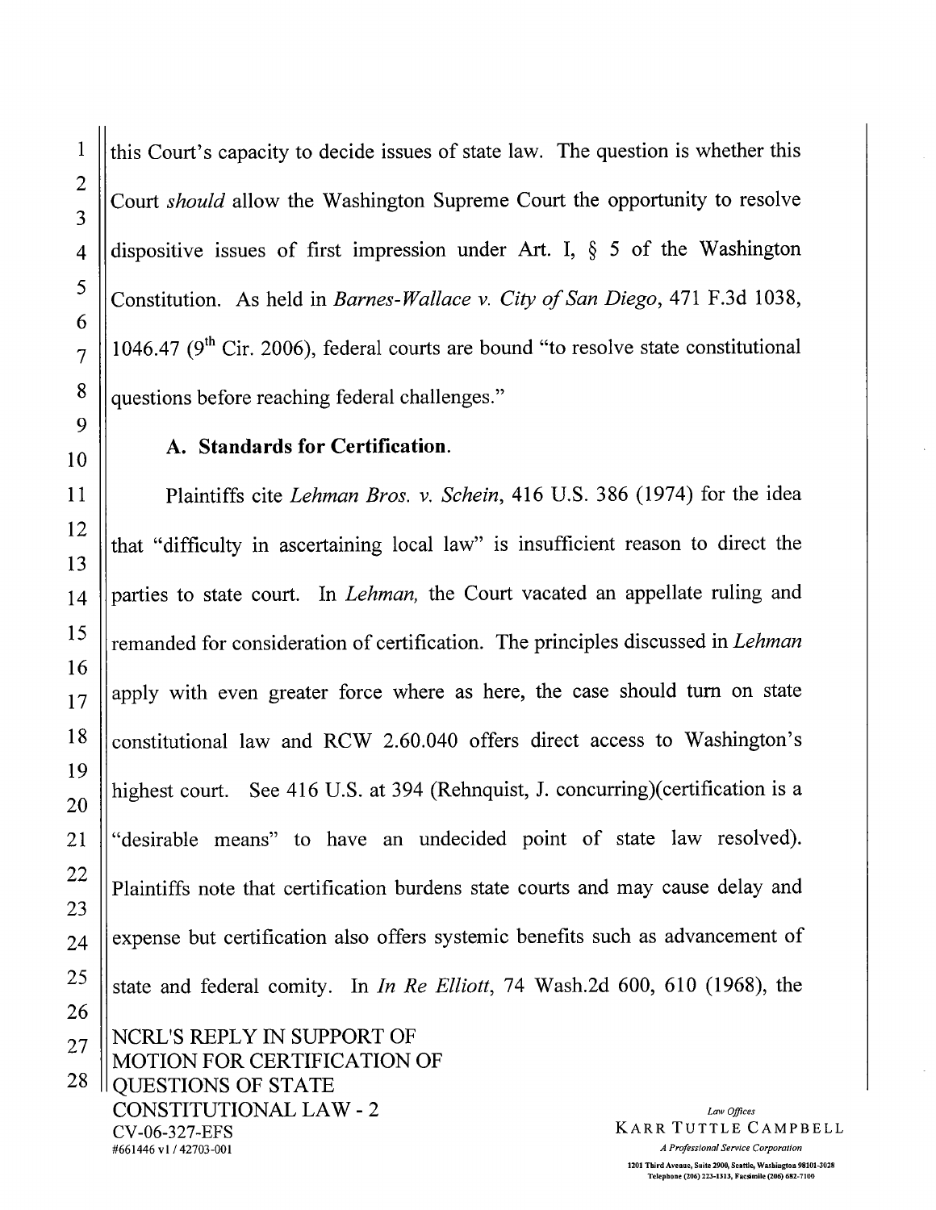this Court's capacity to decide issues of state law. The question is whether this Court *should* allow the Washington Supreme Court the opportunity to resolve dispositive issues of first impression under Art. I, § 5 of the Washington Constitution. As held in *Barnes-Wallace v. City of San Diego*, 471 F.3d 1038, 1046.47 (9th Cir. 2006), federal courts are bound "to resolve state constitutional questions before reaching federal challenges."

### A. Standards for Certification.

Plaintiffs cite *Lehman Bros. v. Schein*, 416 U.S. 386 (1974) for the idea that "difficulty in ascertaining local law" is insufficient reason to direct the parties to state court. In *Lehman,* the Court vacated an appellate ruling and remanded for consideration of certification. The principles discussed in *Lehman* apply with even greater force where as here, the case should turn on state constitutional law and RCW 2.60.040 offers direct access to Washington's highest court. See 416 U.S. at 394 (Rehnquist, J. concurring)(certification is a "desirable means" to have an undecided point of state law resolved). Plaintiffs note that certification burdens state courts and may cause delay and expense but certification also offers systemic benefits such as advancement of state and federal comity. In *In Re Elliott*, 74 Wash.2d 600, 610 (1968), the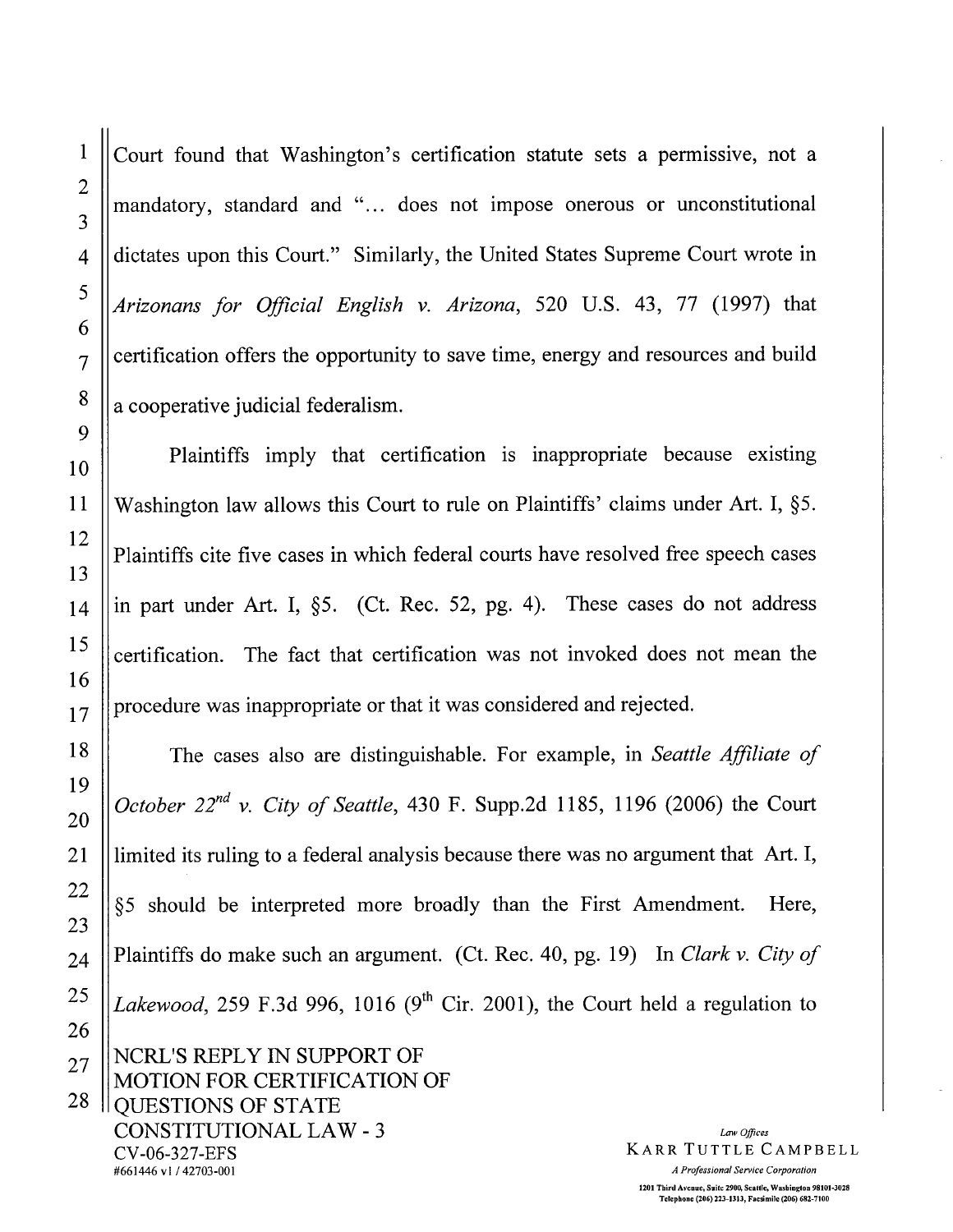Court found that Washington's certification statute sets a permissive, not a mandatory, standard and "... does not impose onerous or unconstitutional dictates upon this Court." Similarly, the United States Supreme Court wrote in *Arizonans for Official English v. Arizona*, 520 U.S. 43, 77 (1997) that certification offers the opportunity to save time, energy and resources and build a cooperative judicial federalism.

Plaintiffs imply that certification is inappropriate because existing Washington law allows this Court to rule on Plaintiffs' claims under Art. I, §5. Plaintiffs cite five cases in which federal courts have resolved free speech cases in part under Art. I, §5. (Ct. Rec. 52, pg. 4). These cases do not address certification. The fact that certification was not invoked does not mean the procedure was inappropriate or that it was considered and rejected.

The cases also are distinguishable. For example, in *Seattle Affiliate of October 22nd v. City of Seattle*, 430 F. Supp.2d 1185, 1196 (2006) the Court limited its ruling to a federal analysis because there was no argument that Art. I, §5 should be interpreted more broadly than the First Amendment. Here, Plaintiffs do make such an argument. (Ct. Rec. 40, pg. 19) In *Clark v. City of Lakewood*, 259 F.3d 996, 1016 (9th Cir. 2001), the Court held a regulation to

NCRL'S REPLY IN SUPPORT OF MOTION FOR CERTIFICATION OF QUESTIONS OF STATE CONSTITUTIONAL LAW - 3
CV-06-327-EFS
#661446 v1 / 42703-001

*Law Offices*
KARR TUTTLE CAMPBELL
*A Professional Service Corporation*
1201 Third Avenue, Suite 2900, Seattle, Washington 98101-3028
Telephone (206) 223-1313, Facsimile (206) 682-7100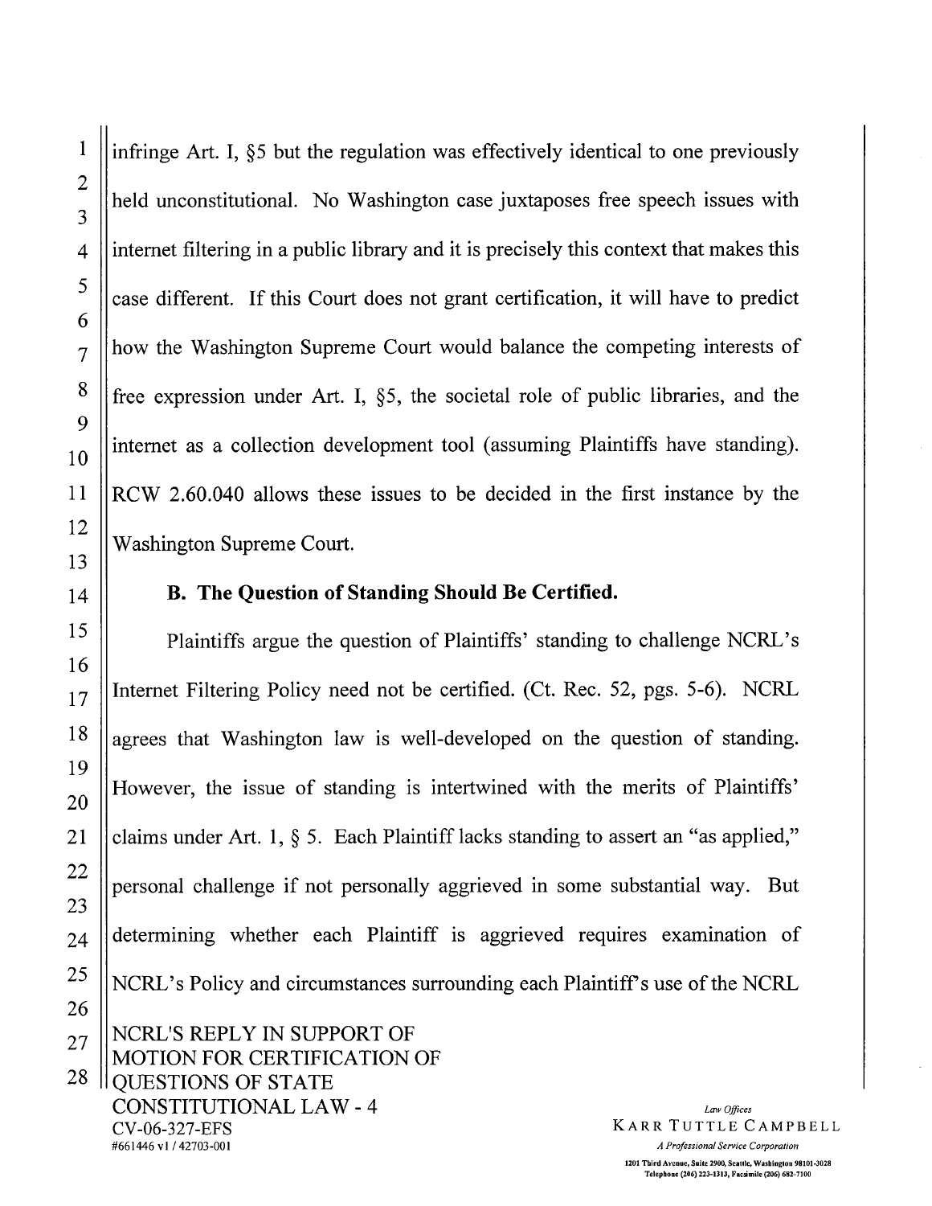infringe Art. I, §5 but the regulation was effectively identical to one previously held unconstitutional. No Washington case juxtaposes free speech issues with internet filtering in a public library and it is precisely this context that makes this case different. If this Court does not grant certification, it will have to predict how the Washington Supreme Court would balance the competing interests of free expression under Art. I, §5, the societal role of public libraries, and the internet as a collection development tool (assuming Plaintiffs have standing). RCW 2.60.040 allows these issues to be decided in the first instance by the Washington Supreme Court.

### B. The Question of Standing Should Be Certified.

Plaintiffs argue the question of Plaintiffs' standing to challenge NCRL's Internet Filtering Policy need not be certified. (Ct. Rec. 52, pgs. 5-6). NCRL agrees that Washington law is well-developed on the question of standing. However, the issue of standing is intertwined with the merits of Plaintiffs' claims under Art. 1, § 5. Each Plaintiff lacks standing to assert an "as applied," personal challenge if not personally aggrieved in some substantial way. But determining whether each Plaintiff is aggrieved requires examination of NCRL's Policy and circumstances surrounding each Plaintiff's use of the NCRL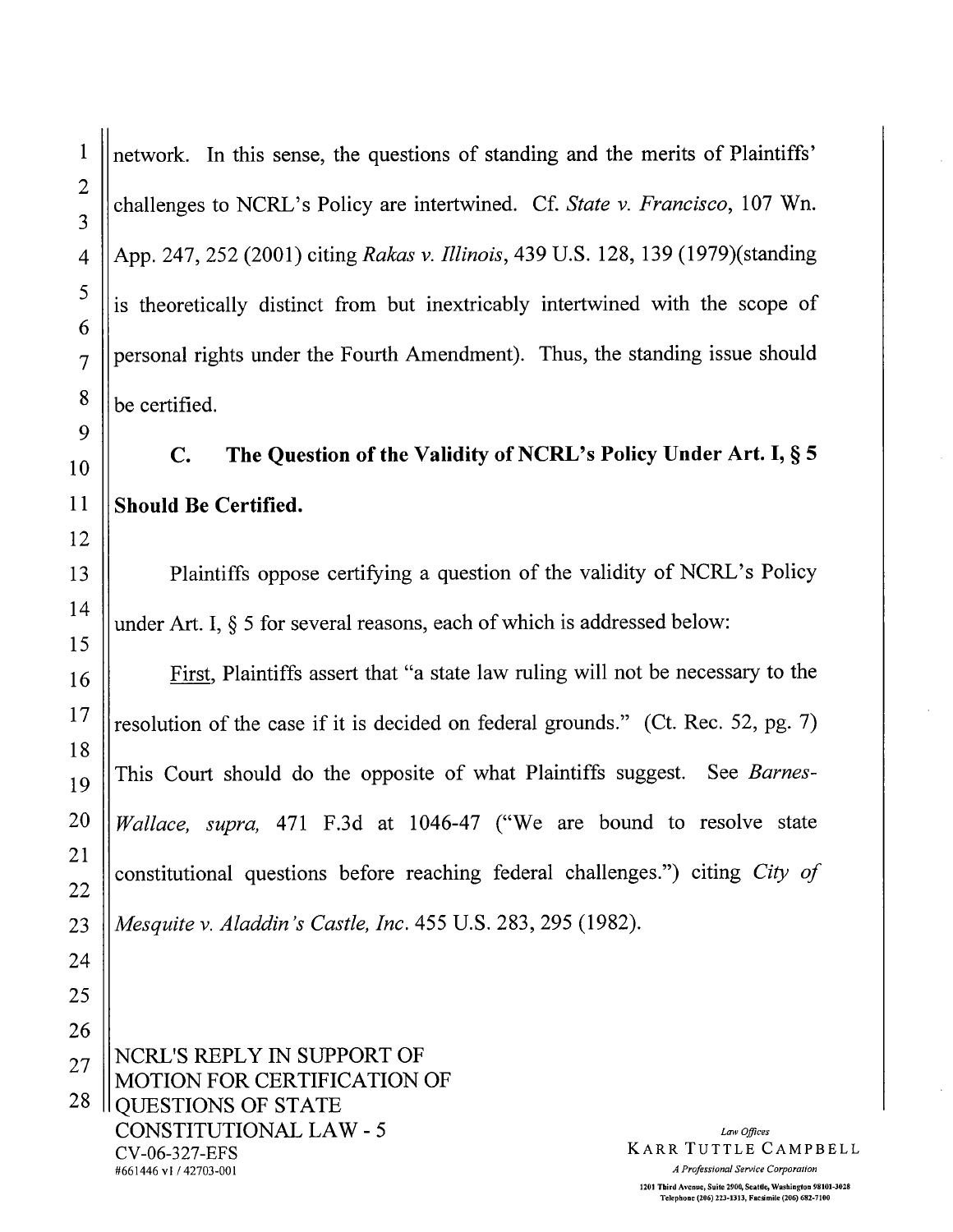network. In this sense, the questions of standing and the merits of Plaintiffs' challenges to NCRL's Policy are intertwined. Cf. *State v. Francisco*, 107 Wn. App. 247, 252 (2001) citing *Rakas v. Illinois*, 439 U.S. 128, 139 (1979)(standing is theoretically distinct from but inextricably intertwined with the scope of personal rights under the Fourth Amendment). Thus, the standing issue should be certified.

**C. The Question of the Validity of NCRL's Policy Under Art. I, § 5 Should Be Certified.**

Plaintiffs oppose certifying a question of the validity of NCRL's Policy under Art. I, § 5 for several reasons, each of which is addressed below:

First, Plaintiffs assert that "a state law ruling will not be necessary to the resolution of the case if it is decided on federal grounds." (Ct. Rec. 52, pg. 7) This Court should do the opposite of what Plaintiffs suggest. See *Barnes-Wallace, supra,* 471 F.3d at 1046-47 ("We are bound to resolve state constitutional questions before reaching federal challenges.") citing *City of Mesquite v. Aladdin's Castle, Inc.* 455 U.S. 283, 295 (1982).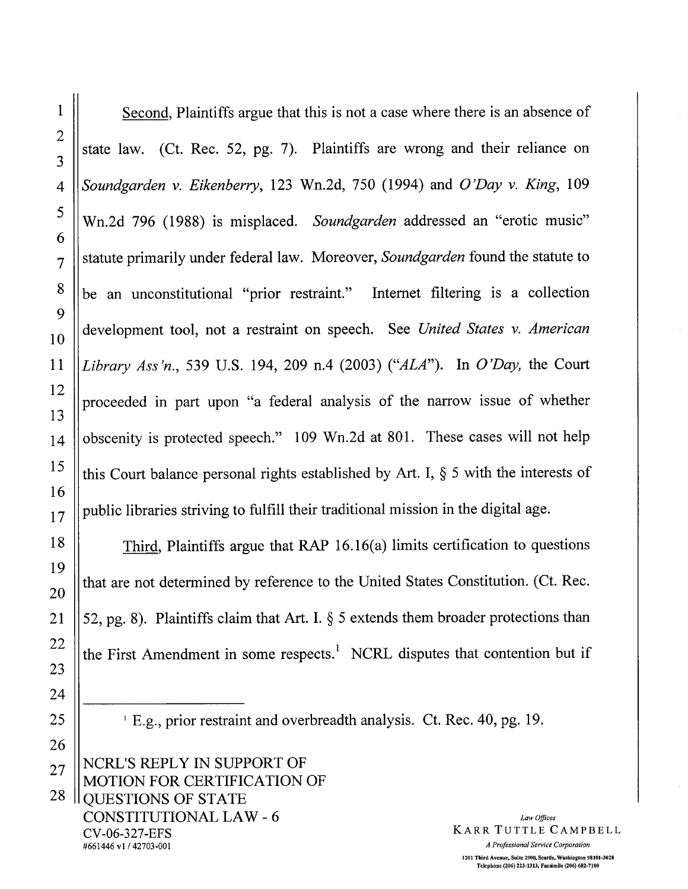Second, Plaintiffs argue that this is not a case where there is an absence of state law. (Ct. Rec. 52, pg. 7). Plaintiffs are wrong and their reliance on *Soundgarden v. Eikenberry*, 123 Wn.2d, 750 (1994) and *O'Day v. King*, 109 Wn.2d 796 (1988) is misplaced. *Soundgarden* addressed an "erotic music" statute primarily under federal law. Moreover, *Soundgarden* found the statute to be an unconstitutional "prior restraint." Internet filtering is a collection development tool, not a restraint on speech. See *United States v. American Library Ass'n.*, 539 U.S. 194, 209 n.4 (2003) ("*ALA*"). In *O'Day,* the Court proceeded in part upon "a federal analysis of the narrow issue of whether obscenity is protected speech." 109 Wn.2d at 801. These cases will not help this Court balance personal rights established by Art. I, § 5 with the interests of public libraries striving to fulfill their traditional mission in the digital age.

Third, Plaintiffs argue that RAP 16.16(a) limits certification to questions that are not determined by reference to the United States Constitution. (Ct. Rec. 52, pg. 8). Plaintiffs claim that Art. I. § 5 extends them broader protections than the First Amendment in some respects.[1] NCRL disputes that contention but if

[1] E.g., prior restraint and overbreadth analysis. Ct. Rec. 40, pg. 19.

NCRL'S REPLY IN SUPPORT OF MOTION FOR CERTIFICATION OF QUESTIONS OF STATE CONSTITUTIONAL LAW - 6
CV-06-327-EFS
#661446 v1 / 42703-001

Law Offices
KARR TUTTLE CAMPBELL
A Professional Service Corporation
1201 Third Avenue, Suite 2900, Seattle, Washington 98101-3028
Telephone (206) 223-1313, Facsimile (206) 682-7100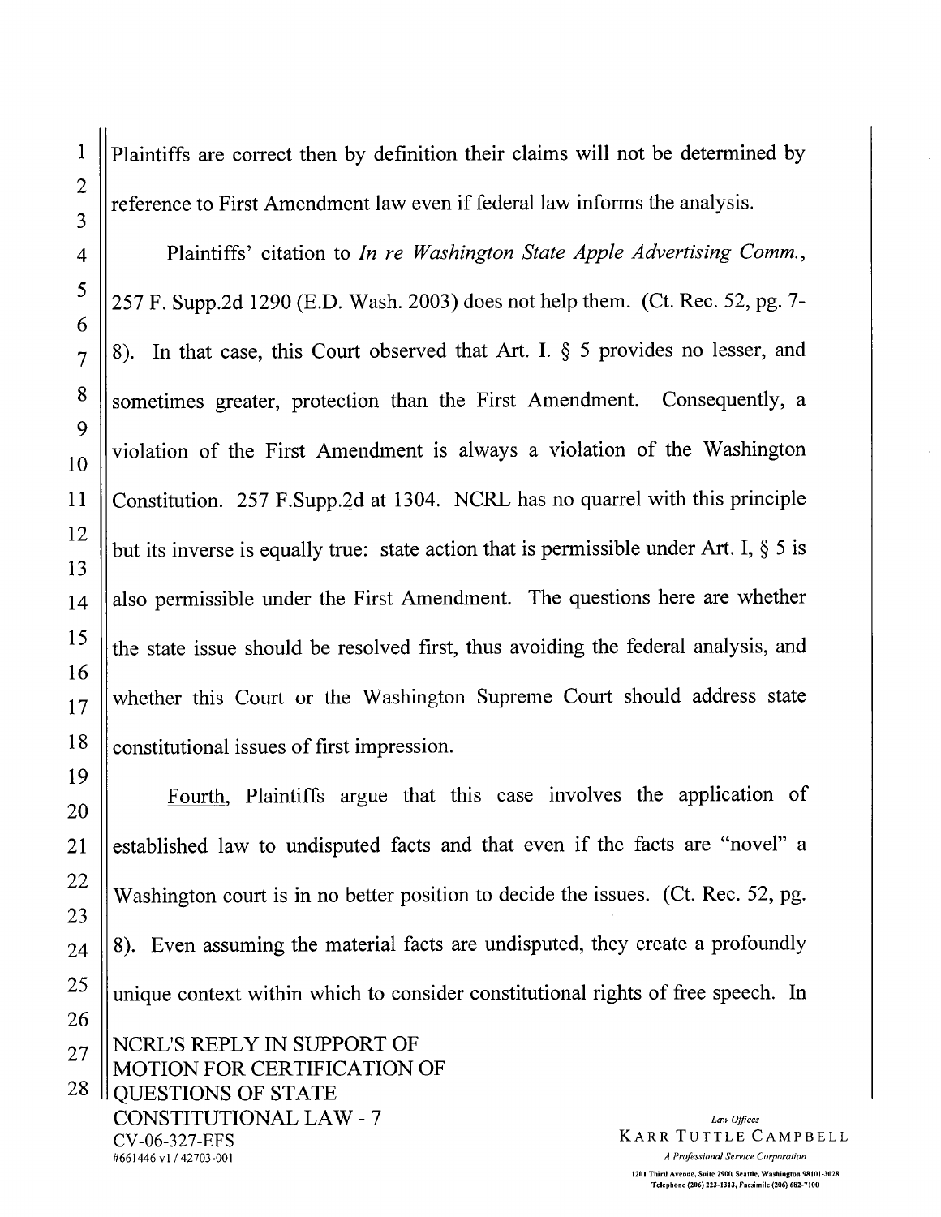Plaintiffs are correct then by definition their claims will not be determined by reference to First Amendment law even if federal law informs the analysis.

Plaintiffs' citation to *In re Washington State Apple Advertising Comm.*, 257 F. Supp.2d 1290 (E.D. Wash. 2003) does not help them. (Ct. Rec. 52, pg. 7-8). In that case, this Court observed that Art. I. § 5 provides no lesser, and sometimes greater, protection than the First Amendment. Consequently, a violation of the First Amendment is always a violation of the Washington Constitution. 257 F.Supp.2d at 1304. NCRL has no quarrel with this principle but its inverse is equally true: state action that is permissible under Art. I, § 5 is also permissible under the First Amendment. The questions here are whether the state issue should be resolved first, thus avoiding the federal analysis, and whether this Court or the Washington Supreme Court should address state constitutional issues of first impression.

Fourth, Plaintiffs argue that this case involves the application of established law to undisputed facts and that even if the facts are "novel" a Washington court is in no better position to decide the issues. (Ct. Rec. 52, pg. 8). Even assuming the material facts are undisputed, they create a profoundly unique context within which to consider constitutional rights of free speech. In

NCRL'S REPLY IN SUPPORT OF MOTION FOR CERTIFICATION OF QUESTIONS OF STATE CONSTITUTIONAL LAW - 7
CV-06-327-EFS
#661446 v1 / 42703-001

*Law Offices*
KARR TUTTLE CAMPBELL
*A Professional Service Corporation*
1201 Third Avenue, Suite 2900, Seattle, Washington 98101-3028
Telephone (206) 223-1313, Facsimile (206) 682-7100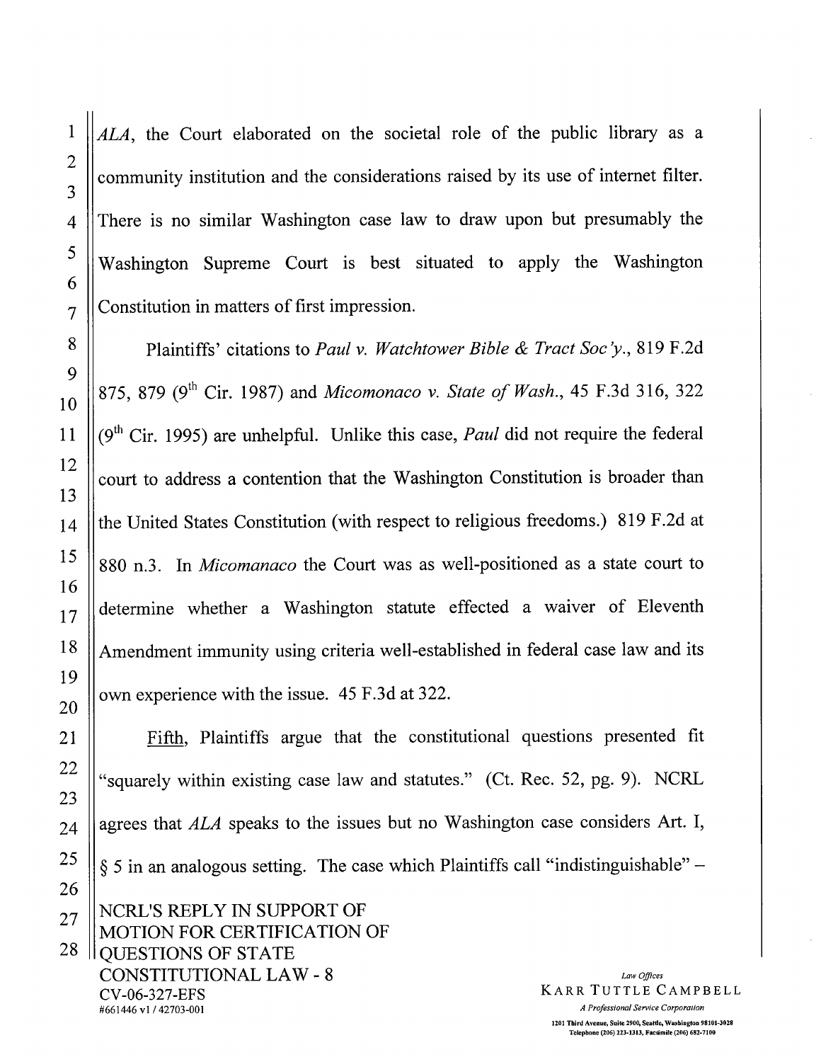*ALA*, the Court elaborated on the societal role of the public library as a community institution and the considerations raised by its use of internet filter. There is no similar Washington case law to draw upon but presumably the Washington Supreme Court is best situated to apply the Washington Constitution in matters of first impression.

Plaintiffs' citations to *Paul v. Watchtower Bible & Tract Soc'y.*, 819 F.2d 875, 879 (9th Cir. 1987) and *Micomonaco v. State of Wash.*, 45 F.3d 316, 322 (9th Cir. 1995) are unhelpful. Unlike this case, *Paul* did not require the federal court to address a contention that the Washington Constitution is broader than the United States Constitution (with respect to religious freedoms.) 819 F.2d at 880 n.3. In *Micomanaco* the Court was as well-positioned as a state court to determine whether a Washington statute effected a waiver of Eleventh Amendment immunity using criteria well-established in federal case law and its own experience with the issue. 45 F.3d at 322.

Fifth, Plaintiffs argue that the constitutional questions presented fit "squarely within existing case law and statutes." (Ct. Rec. 52, pg. 9). NCRL agrees that *ALA* speaks to the issues but no Washington case considers Art. I, § 5 in an analogous setting. The case which Plaintiffs call "indistinguishable" –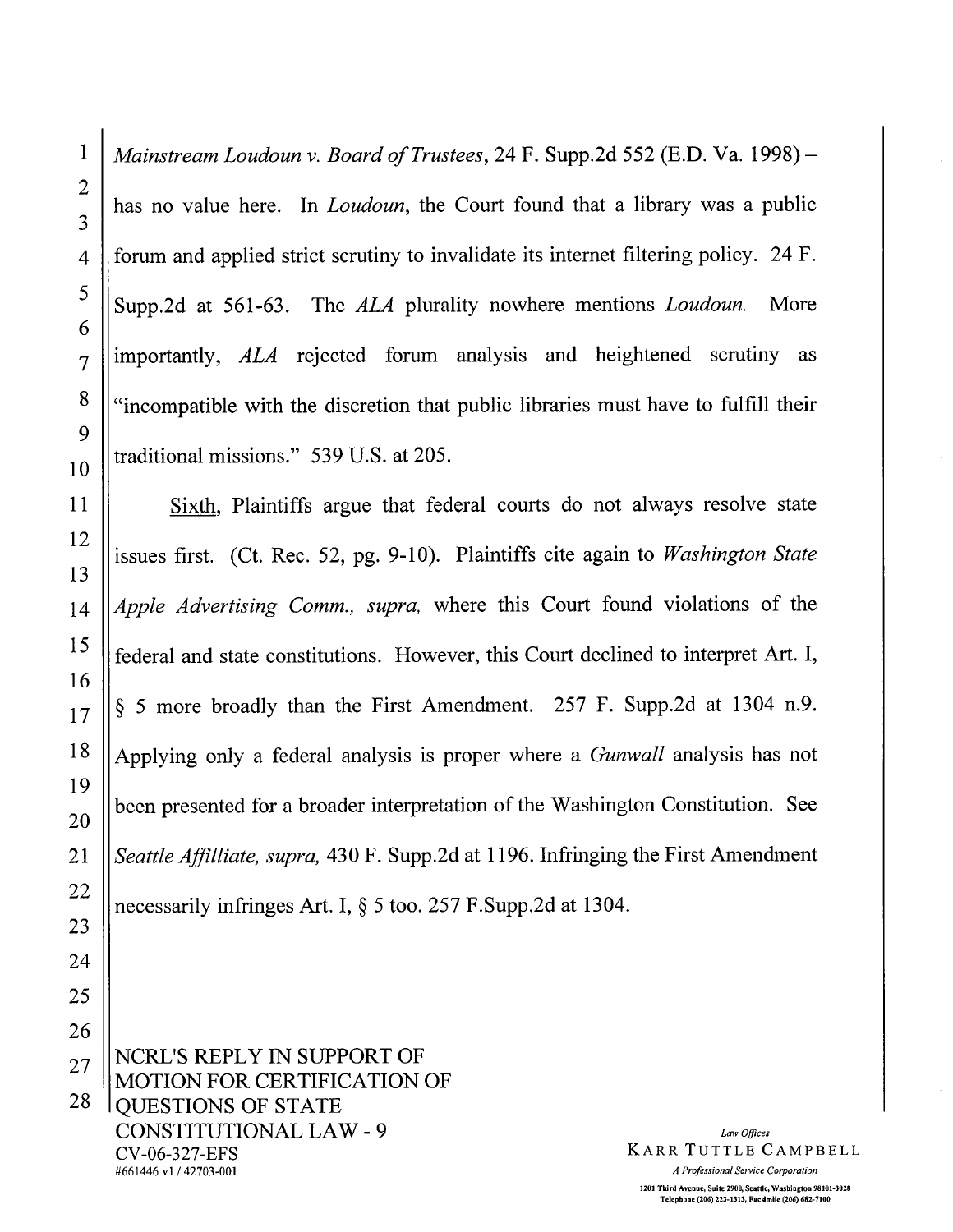*Mainstream Loudoun v. Board of Trustees*, 24 F. Supp.2d 552 (E.D. Va. 1998) – has no value here. In *Loudoun*, the Court found that a library was a public forum and applied strict scrutiny to invalidate its internet filtering policy. 24 F. Supp.2d at 561-63. The *ALA* plurality nowhere mentions *Loudoun.* More importantly, *ALA* rejected forum analysis and heightened scrutiny as "incompatible with the discretion that public libraries must have to fulfill their traditional missions." 539 U.S. at 205.

Sixth, Plaintiffs argue that federal courts do not always resolve state issues first. (Ct. Rec. 52, pg. 9-10). Plaintiffs cite again to *Washington State Apple Advertising Comm., supra,* where this Court found violations of the federal and state constitutions. However, this Court declined to interpret Art. I, § 5 more broadly than the First Amendment. 257 F. Supp.2d at 1304 n.9. Applying only a federal analysis is proper where a *Gunwall* analysis has not been presented for a broader interpretation of the Washington Constitution. See *Seattle Affilliate, supra,* 430 F. Supp.2d at 1196. Infringing the First Amendment necessarily infringes Art. I, § 5 too. 257 F.Supp.2d at 1304.

NCRL'S REPLY IN SUPPORT OF MOTION FOR CERTIFICATION OF QUESTIONS OF STATE CONSTITUTIONAL LAW - 9
CV-06-327-EFS
#661446 v1 / 42703-001

*Law Offices*
KARR TUTTLE CAMPBELL
*A Professional Service Corporation*
1201 Third Avenue, Suite 2900, Seattle, Washington 98101-3028
Telephone (206) 223-1313, Facsimile (206) 682-7100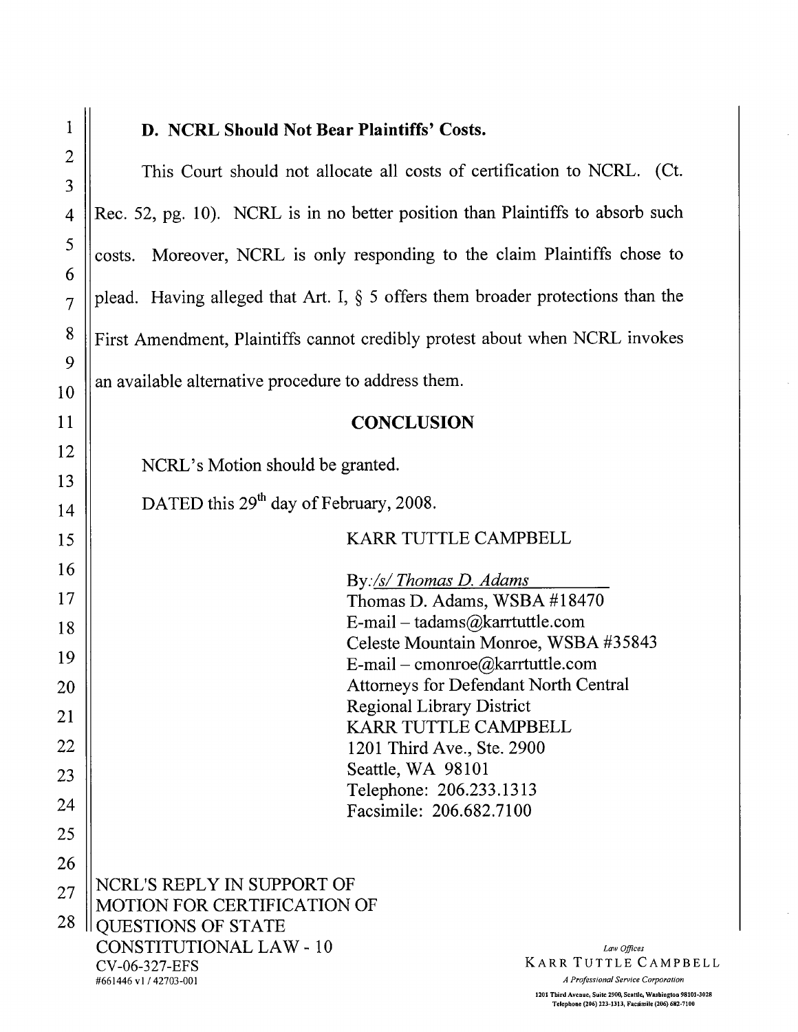**D. NCRL Should Not Bear Plaintiffs' Costs.**

This Court should not allocate all costs of certification to NCRL. (Ct. Rec. 52, pg. 10). NCRL is in no better position than Plaintiffs to absorb such costs. Moreover, NCRL is only responding to the claim Plaintiffs chose to plead. Having alleged that Art. I, § 5 offers them broader protections than the First Amendment, Plaintiffs cannot credibly protest about when NCRL invokes an available alternative procedure to address them.

## CONCLUSION

NCRL's Motion should be granted.

DATED this 29th day of February, 2008.

KARR TUTTLE CAMPBELL

By: /s/ Thomas D. Adams
Thomas D. Adams, WSBA #18470
E-mail – tadams@karrtuttle.com
Celeste Mountain Monroe, WSBA #35843
E-mail – cmonroe@karrtuttle.com
Attorneys for Defendant North Central Regional Library District
KARR TUTTLE CAMPBELL
1201 Third Ave., Ste. 2900
Seattle, WA 98101
Telephone: 206.233.1313
Facsimile: 206.682.7100

NCRL'S REPLY IN SUPPORT OF MOTION FOR CERTIFICATION OF QUESTIONS OF STATE CONSTITUTIONAL LAW - 10
CV-06-327-EFS
#661446 v1 / 42703-001

*Law Offices*
KARR TUTTLE CAMPBELL
*A Professional Service Corporation*
1201 Third Avenue, Suite 2900, Seattle, Washington 98101-3028
Telephone (206) 223-1313, Facsimile (206) 682-7100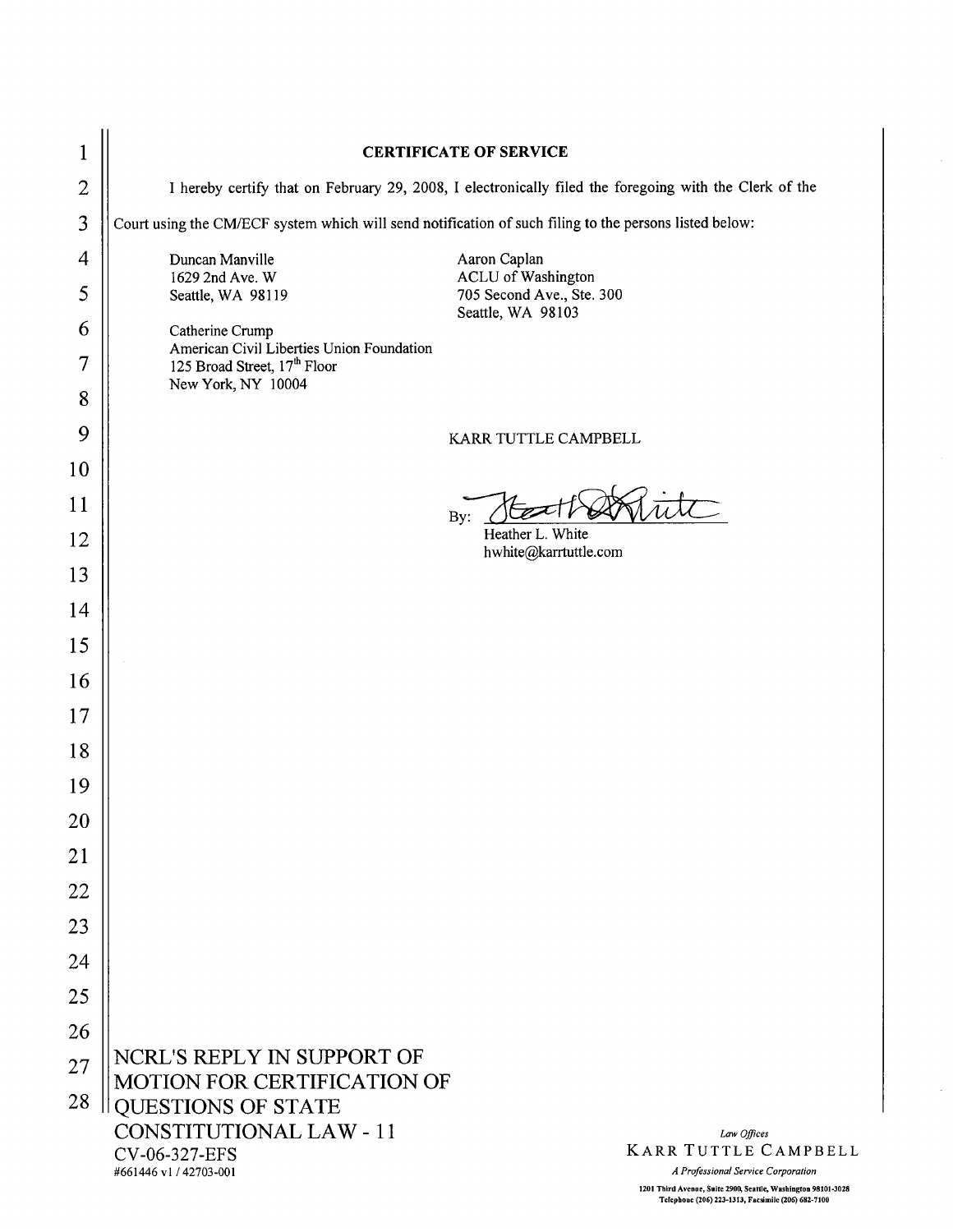**CERTIFICATE OF SERVICE**

I hereby certify that on February 29, 2008, I electronically filed the foregoing with the Clerk of the Court using the CM/ECF system which will send notification of such filing to the persons listed below:

Duncan Manville
1629 2nd Ave. W
Seattle, WA 98119

Aaron Caplan
ACLU of Washington
705 Second Ave., Ste. 300
Seattle, WA 98103

Catherine Crump
American Civil Liberties Union Foundation
125 Broad Street, 17th Floor
New York, NY 10004

KARR TUTTLE CAMPBELL

By: ____________________
Heather L. White
hwhite@karrtuttle.com

NCRL'S REPLY IN SUPPORT OF MOTION FOR CERTIFICATION OF QUESTIONS OF STATE CONSTITUTIONAL LAW - 11
CV-06-327-EFS
#661446 v1 / 42703-001

*Law Offices*
KARR TUTTLE CAMPBELL
*A Professional Service Corporation*
1201 Third Avenue, Suite 2900, Seattle, Washington 98101-3028
Telephone (206) 223-1313, Facsimile (206) 682-7100